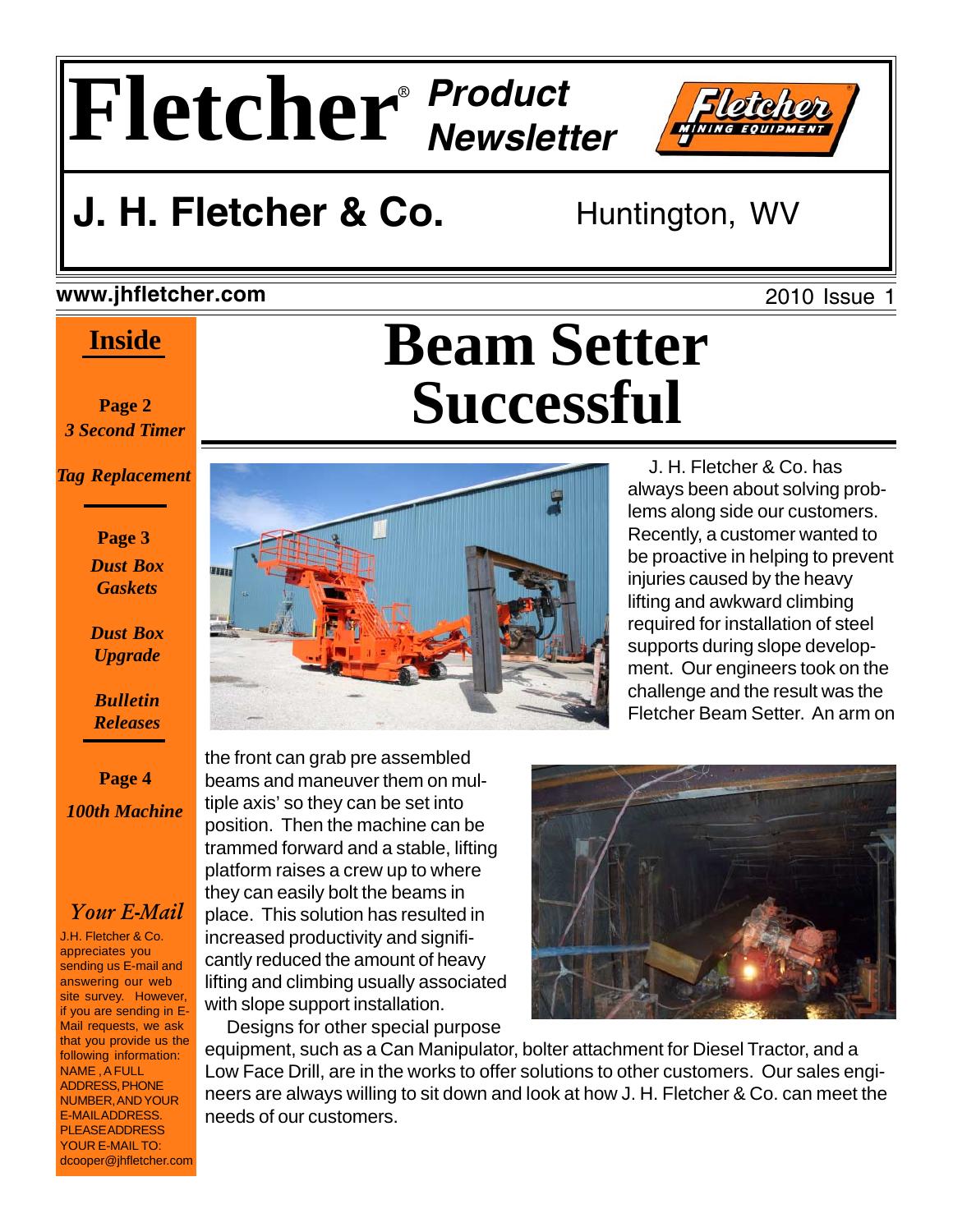# Fletcher® Product Newsletter

## J. H. Fletcher & Co.

Huntington, WV

**www.jhfletcher.com**

2010 Issue 1

# Beam Setter Successful

J. H. Fletcher & Co. has always been about solving problems along side our customers. Recently, a customer wanted to be proactive in helping to prevent injuries caused by the heavy lifting and awkward climbing required for installation of steel supports during slope development. Our engineers took on the challenge and the result was the Fletcher Beam Setter. An arm on the front can grab pre assembled beams and maneuver them on multiple axis' so they can be set into position. Then the machine can be trammed forward and a stable, lifting platform raises a crew up to where they can easily bolt the beams in place. This solution has resulted in increased productivity and significantly reduced the amount of heavy lifting and climbing usually associated with slope support installation.

Designs for other special purpose equipment, such as a Can Manipulator, bolter attachment for Diesel Tractor, and a Low Face Drill, are in the works to offer solutions to other customers. Our sales engineers are always willing to sit down and look at how J. H. Fletcher & Co. can meet the needs of our customers.

---

## Inside

**Page 2**
*3 Second Timer*
*Tag Replacement*

**Page 3**
*Dust Box Gaskets*
*Dust Box Upgrade*
*Bulletin Releases*

**Page 4**
*100th Machine*

### *Your E-Mail*

J.H. Fletcher & Co. appreciates you sending us E-mail and answering our web site survey. However, if you are sending in E-Mail requests, we ask that you provide us the following information: NAME, A FULL ADDRESS, PHONE NUMBER, AND YOUR E-MAIL ADDRESS. PLEASE ADDRESS YOUR E-MAIL TO: dcooper@jhfletcher.com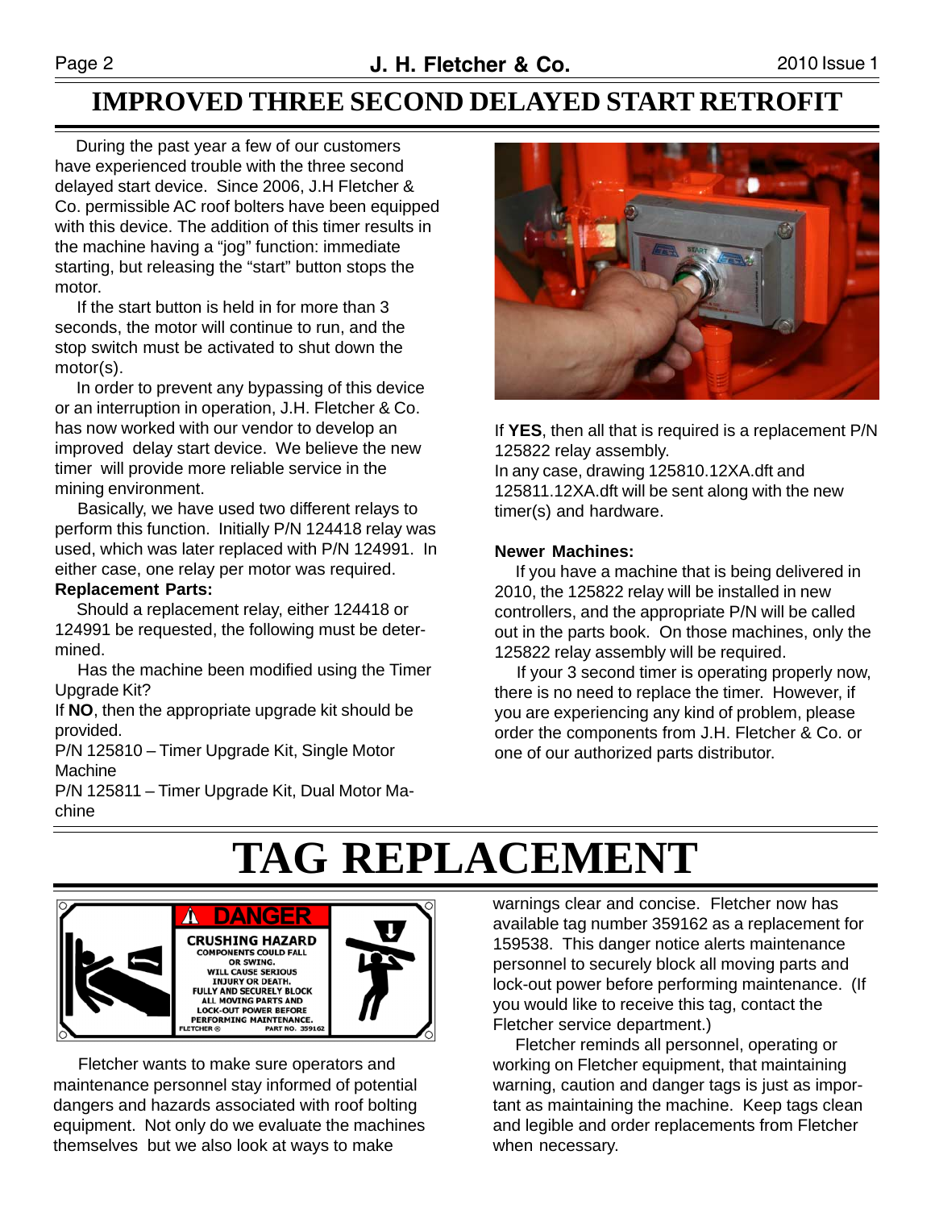# IMPROVED THREE SECOND DELAYED START RETROFIT

During the past year a few of our customers have experienced trouble with the three second delayed start device. Since 2006, J.H Fletcher & Co. permissible AC roof bolters have been equipped with this device. The addition of this timer results in the machine having a "jog" function: immediate starting, but releasing the "start" button stops the motor.

If the start button is held in for more than 3 seconds, the motor will continue to run, and the stop switch must be activated to shut down the motor(s).

In order to prevent any bypassing of this device or an interruption in operation, J.H. Fletcher & Co. has now worked with our vendor to develop an improved delay start device. We believe the new timer will provide more reliable service in the mining environment.

Basically, we have used two different relays to perform this function. Initially P/N 124418 relay was used, which was later replaced with P/N 124991. In either case, one relay per motor was required.

**Replacement Parts:**

Should a replacement relay, either 124418 or 124991 be requested, the following must be determined.

Has the machine been modified using the Timer Upgrade Kit?

If **NO**, then the appropriate upgrade kit should be provided.

P/N 125810 – Timer Upgrade Kit, Single Motor Machine

P/N 125811 – Timer Upgrade Kit, Dual Motor Machine

If **YES**, then all that is required is a replacement P/N 125822 relay assembly.

In any case, drawing 125810.12XA.dft and 125811.12XA.dft will be sent along with the new timer(s) and hardware.

**Newer Machines:**

If you have a machine that is being delivered in 2010, the 125822 relay will be installed in new controllers, and the appropriate P/N will be called out in the parts book. On those machines, only the 125822 relay assembly will be required.

If your 3 second timer is operating properly now, there is no need to replace the timer. However, if you are experiencing any kind of problem, please order the components from J.H. Fletcher & Co. or one of our authorized parts distributor.

# TAG REPLACEMENT

Fletcher wants to make sure operators and maintenance personnel stay informed of potential dangers and hazards associated with roof bolting equipment. Not only do we evaluate the machines themselves but we also look at ways to make warnings clear and concise. Fletcher now has available tag number 359162 as a replacement for 159538. This danger notice alerts maintenance personnel to securely block all moving parts and lock-out power before performing maintenance. (If you would like to receive this tag, contact the Fletcher service department.)

Fletcher reminds all personnel, operating or working on Fletcher equipment, that maintaining warning, caution and danger tags is just as important as maintaining the machine. Keep tags clean and legible and order replacements from Fletcher when necessary.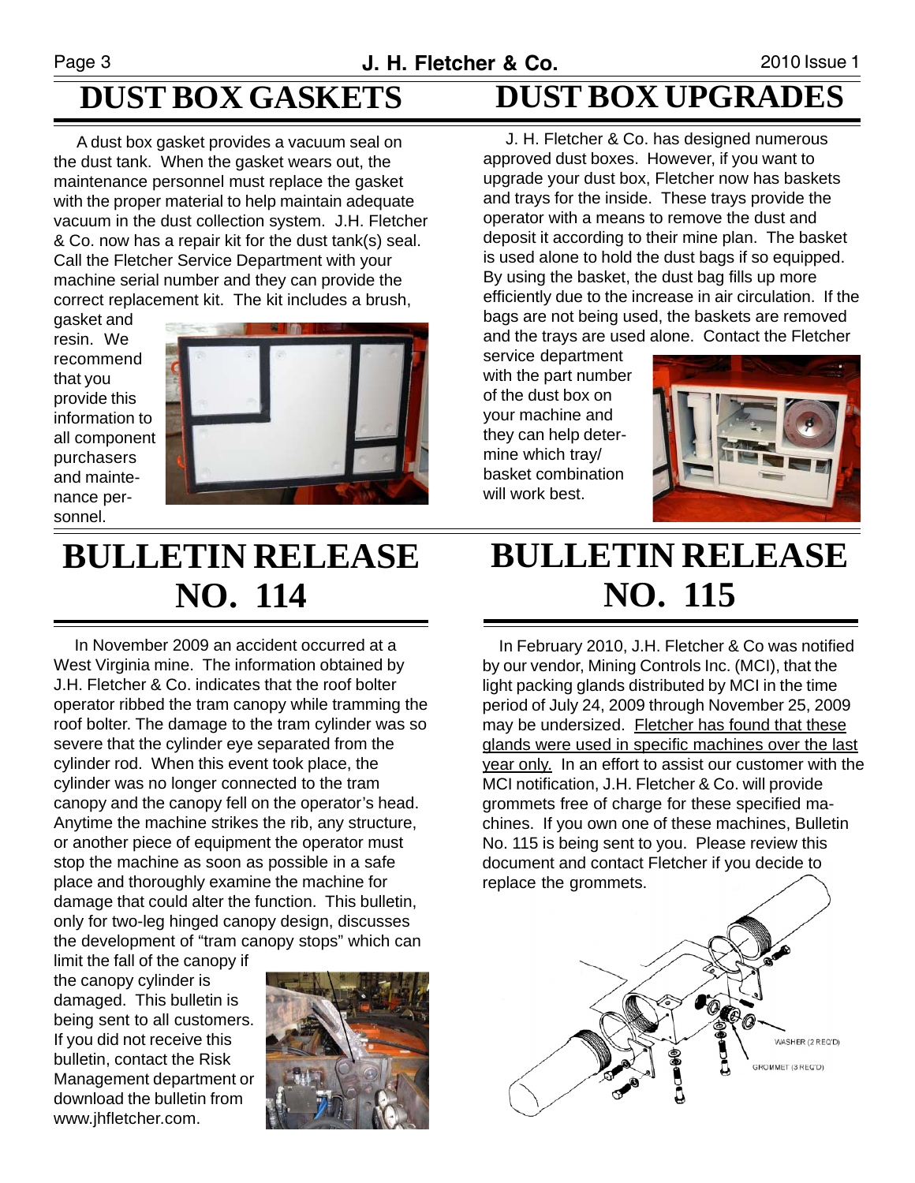# DUST BOX GASKETS

A dust box gasket provides a vacuum seal on the dust tank. When the gasket wears out, the maintenance personnel must replace the gasket with the proper material to help maintain adequate vacuum in the dust collection system. J.H. Fletcher & Co. now has a repair kit for the dust tank(s) seal. Call the Fletcher Service Department with your machine serial number and they can provide the correct replacement kit. The kit includes a brush, gasket and resin. We recommend that you provide this information to all component purchasers and maintenance personnel.

# DUST BOX UPGRADES

J. H. Fletcher & Co. has designed numerous approved dust boxes. However, if you want to upgrade your dust box, Fletcher now has baskets and trays for the inside. These trays provide the operator with a means to remove the dust and deposit it according to their mine plan. The basket is used alone to hold the dust bags if so equipped. By using the basket, the dust bag fills up more efficiently due to the increase in air circulation. If the bags are not being used, the baskets are removed and the trays are used alone. Contact the Fletcher service department with the part number of the dust box on your machine and they can help determine which tray/basket combination will work best.

# BULLETIN RELEASE NO. 114

In November 2009 an accident occurred at a West Virginia mine. The information obtained by J.H. Fletcher & Co. indicates that the roof bolter operator ribbed the tram canopy while tramming the roof bolter. The damage to the tram cylinder was so severe that the cylinder eye separated from the cylinder rod. When this event took place, the cylinder was no longer connected to the tram canopy and the canopy fell on the operator's head. Anytime the machine strikes the rib, any structure, or another piece of equipment the operator must stop the machine as soon as possible in a safe place and thoroughly examine the machine for damage that could alter the function. This bulletin, only for two-leg hinged canopy design, discusses the development of "tram canopy stops" which can limit the fall of the canopy if the canopy cylinder is damaged. This bulletin is being sent to all customers. If you did not receive this bulletin, contact the Risk Management department or download the bulletin from www.jhfletcher.com.

# BULLETIN RELEASE NO. 115

In February 2010, J.H. Fletcher & Co was notified by our vendor, Mining Controls Inc. (MCI), that the light packing glands distributed by MCI in the time period of July 24, 2009 through November 25, 2009 may be undersized. <u>Fletcher has found that these glands were used in specific machines over the last year only.</u> In an effort to assist our customer with the MCI notification, J.H. Fletcher & Co. will provide grommets free of charge for these specified machines. If you own one of these machines, Bulletin No. 115 is being sent to you. Please review this document and contact Fletcher if you decide to replace the grommets.

WASHER (2 REQ'D)

GROMMET (3 REQ'D)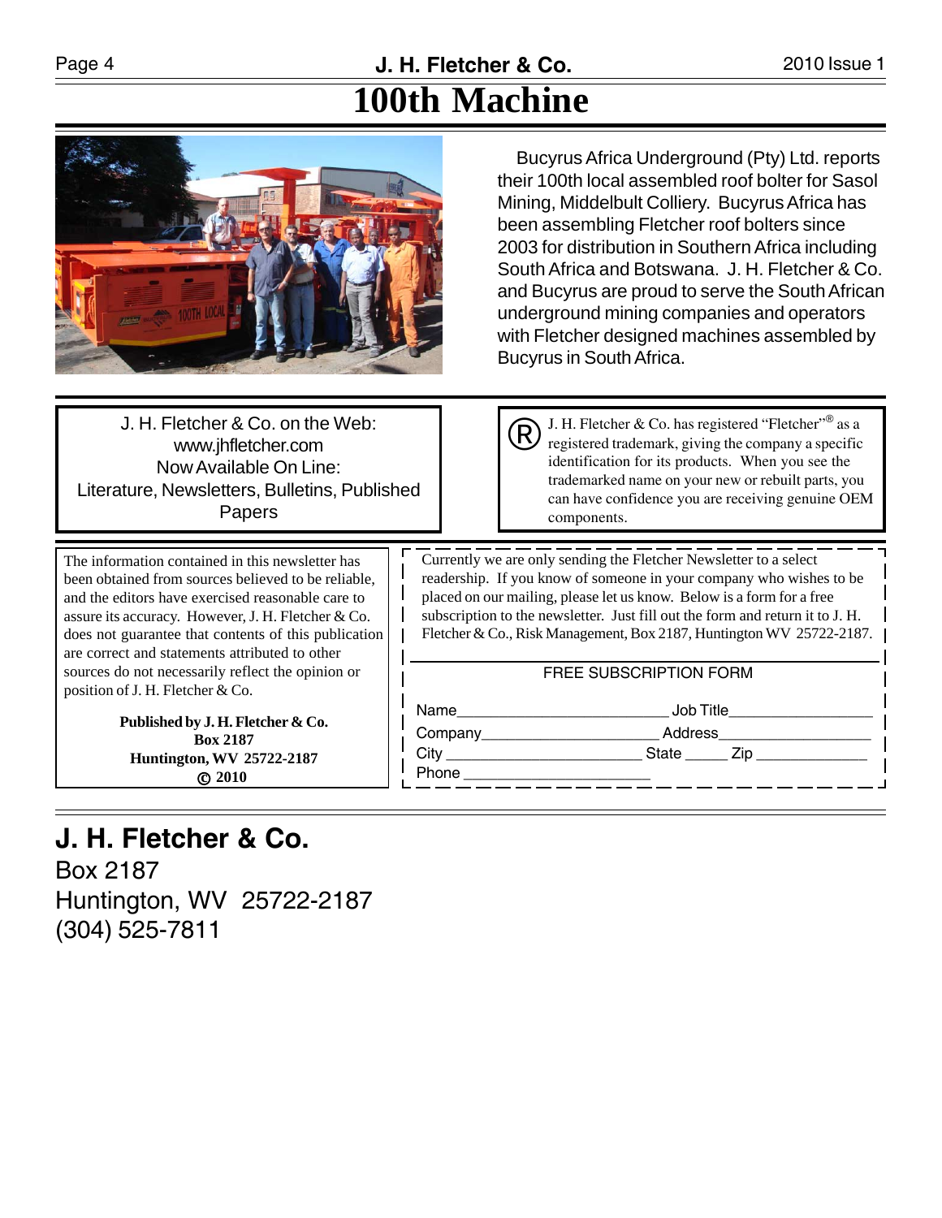# 100th Machine

Bucyrus Africa Underground (Pty) Ltd. reports their 100th local assembled roof bolter for Sasol Mining, Middelbult Colliery. Bucyrus Africa has been assembling Fletcher roof bolters since 2003 for distribution in Southern Africa including South Africa and Botswana. J. H. Fletcher & Co. and Bucyrus are proud to serve the South African underground mining companies and operators with Fletcher designed machines assembled by Bucyrus in South Africa.

J. H. Fletcher & Co. on the Web:
www.jhfletcher.com
Now Available On Line:
Literature, Newsletters, Bulletins, Published Papers

Ⓡ J. H. Fletcher & Co. has registered "Fletcher"® as a registered trademark, giving the company a specific identification for its products. When you see the trademarked name on your new or rebuilt parts, you can have confidence you are receiving genuine OEM components.

The information contained in this newsletter has been obtained from sources believed to be reliable, and the editors have exercised reasonable care to assure its accuracy. However, J. H. Fletcher & Co. does not guarantee that contents of this publication are correct and statements attributed to other sources do not necessarily reflect the opinion or position of J. H. Fletcher & Co.

**Published by J. H. Fletcher & Co.**
**Box 2187**
**Huntington, WV 25722-2187**
**© 2010**

Currently we are only sending the Fletcher Newsletter to a select readership. If you know of someone in your company who wishes to be placed on our mailing, please let us know. Below is a form for a free subscription to the newsletter. Just fill out the form and return it to J. H. Fletcher & Co., Risk Management, Box 2187, Huntington WV 25722-2187.

FREE SUBSCRIPTION FORM

Name________________________ Job Title_________________
Company____________________ Address__________________
City _______________________ State _____ Zip _____________
Phone ______________________

## J. H. Fletcher & Co.

Box 2187
Huntington, WV 25722-2187
(304) 525-7811